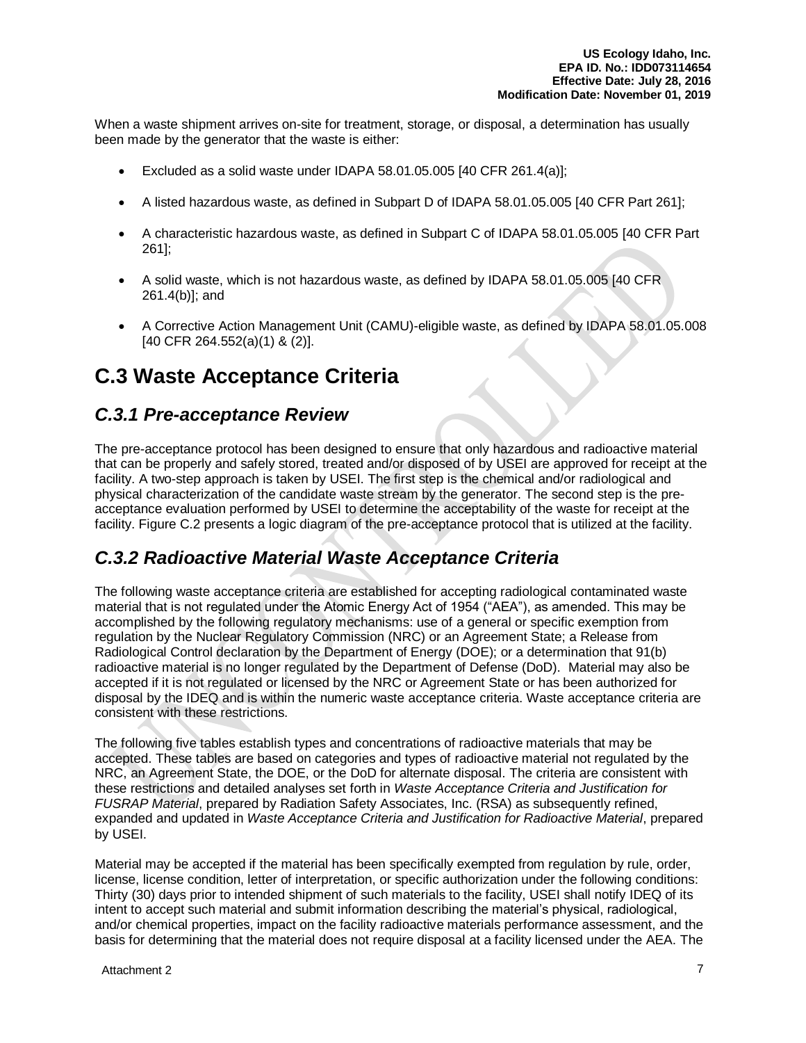When a waste shipment arrives on-site for treatment, storage, or disposal, a determination has usually been made by the generator that the waste is either:

- Excluded as a solid waste under IDAPA 58.01.05.005 [40 CFR 261.4(a)];
- A listed hazardous waste, as defined in Subpart D of IDAPA 58.01.05.005 [40 CFR Part 261];
- A characteristic hazardous waste, as defined in Subpart C of IDAPA 58.01.05.005 [40 CFR Part 261];
- A solid waste, which is not hazardous waste, as defined by IDAPA 58.01.05.005 [40 CFR 261.4(b)]; and
- A Corrective Action Management Unit (CAMU)-eligible waste, as defined by IDAPA 58.01.05.008 [40 CFR 264.552(a)(1) & (2)].

# C.3 Waste Acceptance Criteria

## *C.3.1 Pre-acceptance Review*

The pre-acceptance protocol has been designed to ensure that only hazardous and radioactive material that can be properly and safely stored, treated and/or disposed of by USEI are approved for receipt at the facility. A two-step approach is taken by USEI. The first step is the chemical and/or radiological and physical characterization of the candidate waste stream by the generator. The second step is the pre-acceptance evaluation performed by USEI to determine the acceptability of the waste for receipt at the facility. Figure C.2 presents a logic diagram of the pre-acceptance protocol that is utilized at the facility.

## *C.3.2 Radioactive Material Waste Acceptance Criteria*

The following waste acceptance criteria are established for accepting radiological contaminated waste material that is not regulated under the Atomic Energy Act of 1954 ("AEA"), as amended. This may be accomplished by the following regulatory mechanisms: use of a general or specific exemption from regulation by the Nuclear Regulatory Commission (NRC) or an Agreement State; a Release from Radiological Control declaration by the Department of Energy (DOE); or a determination that 91(b) radioactive material is no longer regulated by the Department of Defense (DoD). Material may also be accepted if it is not regulated or licensed by the NRC or Agreement State or has been authorized for disposal by the IDEQ and is within the numeric waste acceptance criteria. Waste acceptance criteria are consistent with these restrictions.

The following five tables establish types and concentrations of radioactive materials that may be accepted. These tables are based on categories and types of radioactive material not regulated by the NRC, an Agreement State, the DOE, or the DoD for alternate disposal. The criteria are consistent with these restrictions and detailed analyses set forth in *Waste Acceptance Criteria and Justification for FUSRAP Material*, prepared by Radiation Safety Associates, Inc. (RSA) as subsequently refined, expanded and updated in *Waste Acceptance Criteria and Justification for Radioactive Material*, prepared by USEI.

Material may be accepted if the material has been specifically exempted from regulation by rule, order, license, license condition, letter of interpretation, or specific authorization under the following conditions: Thirty (30) days prior to intended shipment of such materials to the facility, USEI shall notify IDEQ of its intent to accept such material and submit information describing the material's physical, radiological, and/or chemical properties, impact on the facility radioactive materials performance assessment, and the basis for determining that the material does not require disposal at a facility licensed under the AEA. The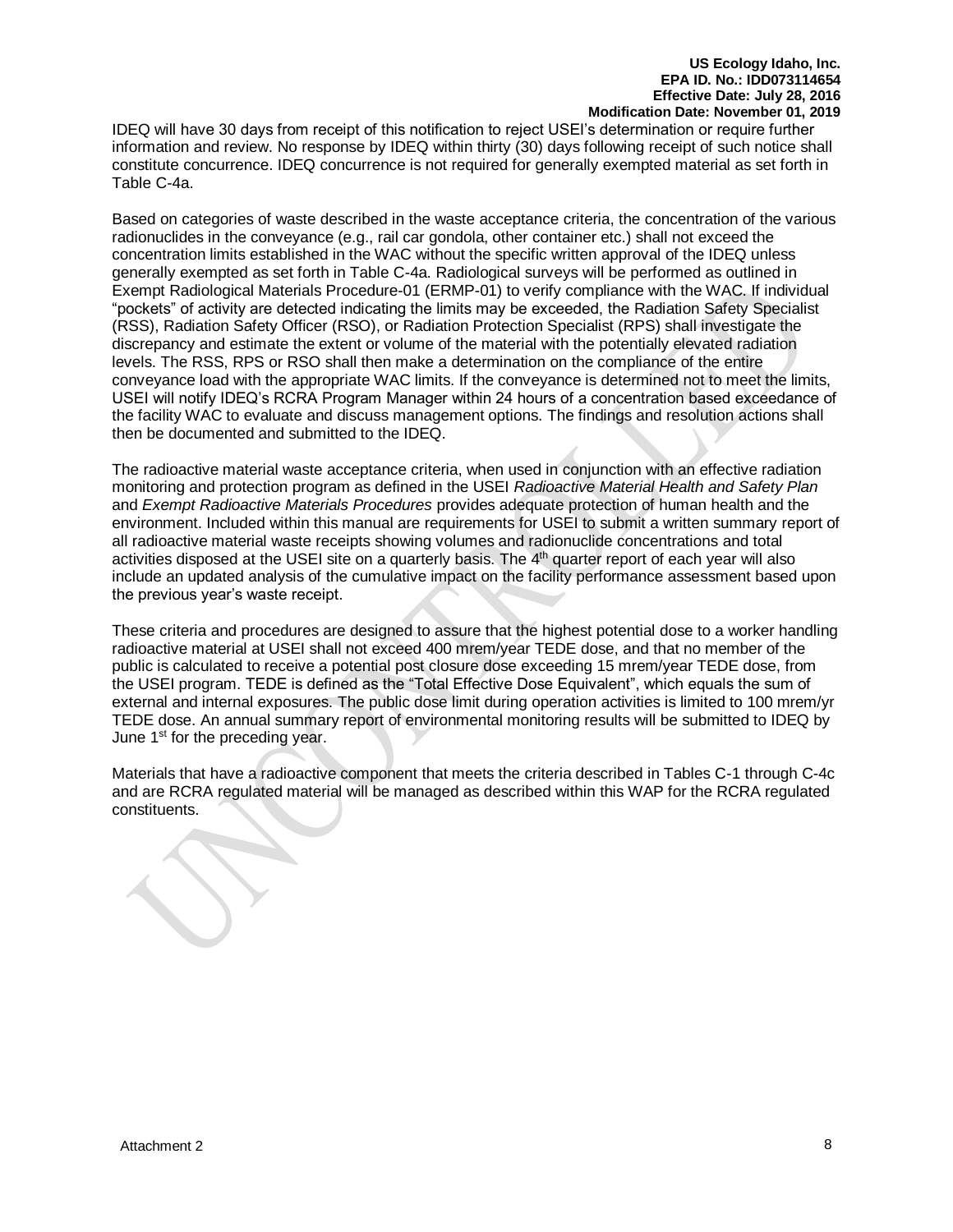IDEQ will have 30 days from receipt of this notification to reject USEI's determination or require further information and review. No response by IDEQ within thirty (30) days following receipt of such notice shall constitute concurrence. IDEQ concurrence is not required for generally exempted material as set forth in Table C-4a.

Based on categories of waste described in the waste acceptance criteria, the concentration of the various radionuclides in the conveyance (e.g., rail car gondola, other container etc.) shall not exceed the concentration limits established in the WAC without the specific written approval of the IDEQ unless generally exempted as set forth in Table C-4a. Radiological surveys will be performed as outlined in Exempt Radiological Materials Procedure-01 (ERMP-01) to verify compliance with the WAC. If individual "pockets" of activity are detected indicating the limits may be exceeded, the Radiation Safety Specialist (RSS), Radiation Safety Officer (RSO), or Radiation Protection Specialist (RPS) shall investigate the discrepancy and estimate the extent or volume of the material with the potentially elevated radiation levels. The RSS, RPS or RSO shall then make a determination on the compliance of the entire conveyance load with the appropriate WAC limits. If the conveyance is determined not to meet the limits, USEI will notify IDEQ's RCRA Program Manager within 24 hours of a concentration based exceedance of the facility WAC to evaluate and discuss management options. The findings and resolution actions shall then be documented and submitted to the IDEQ.

The radioactive material waste acceptance criteria, when used in conjunction with an effective radiation monitoring and protection program as defined in the USEI *Radioactive Material Health and Safety Plan* and *Exempt Radioactive Materials Procedures* provides adequate protection of human health and the environment. Included within this manual are requirements for USEI to submit a written summary report of all radioactive material waste receipts showing volumes and radionuclide concentrations and total activities disposed at the USEI site on a quarterly basis. The 4th quarter report of each year will also include an updated analysis of the cumulative impact on the facility performance assessment based upon the previous year's waste receipt.

These criteria and procedures are designed to assure that the highest potential dose to a worker handling radioactive material at USEI shall not exceed 400 mrem/year TEDE dose, and that no member of the public is calculated to receive a potential post closure dose exceeding 15 mrem/year TEDE dose, from the USEI program. TEDE is defined as the "Total Effective Dose Equivalent", which equals the sum of external and internal exposures. The public dose limit during operation activities is limited to 100 mrem/yr TEDE dose. An annual summary report of environmental monitoring results will be submitted to IDEQ by June 1st for the preceding year.

Materials that have a radioactive component that meets the criteria described in Tables C-1 through C-4c and are RCRA regulated material will be managed as described within this WAP for the RCRA regulated constituents.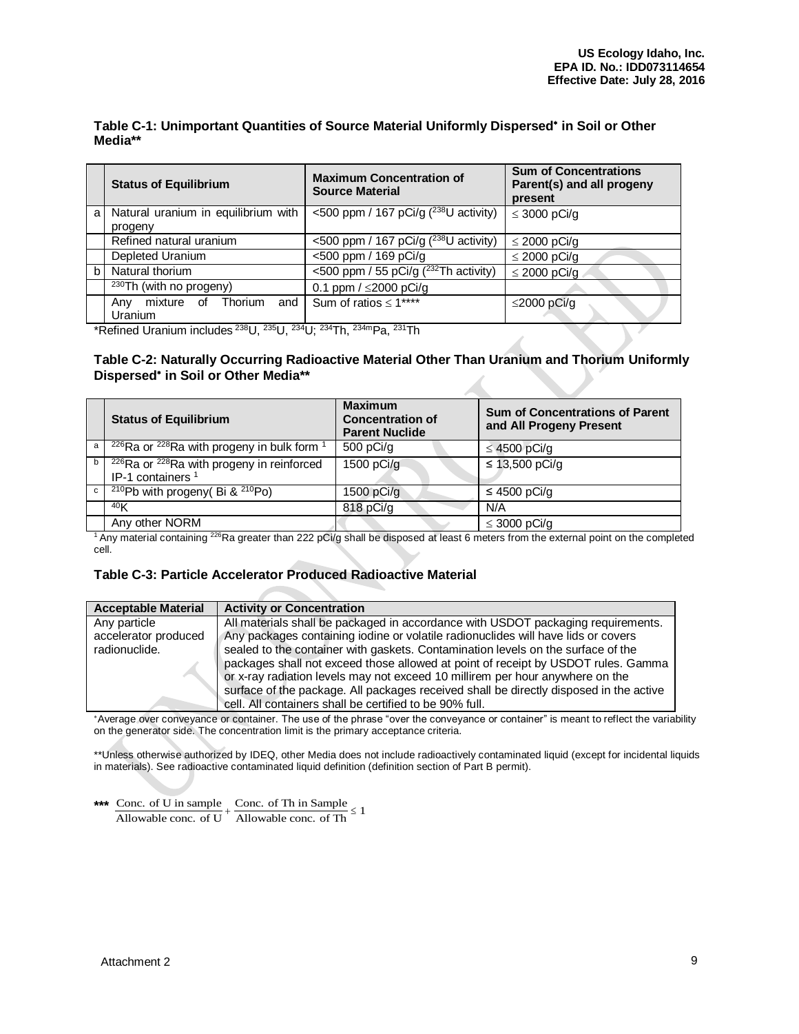### Table C-1: Unimportant Quantities of Source Material Uniformly Dispersed* in Soil or Other Media**

| | Status of Equilibrium | Maximum Concentration of Source Material | Sum of Concentrations Parent(s) and all progeny present |
|---|---|---|---|
| a | Natural uranium in equilibrium with progeny | <500 ppm / 167 pCi/g ($^{238}U$ activity) | ≤ 3000 pCi/g |
| | Refined natural uranium | <500 ppm / 167 pCi/g ($^{238}U$ activity) | ≤ 2000 pCi/g |
| | Depleted Uranium | <500 ppm / 169 pCi/g | ≤ 2000 pCi/g |
| b | Natural thorium | <500 ppm / 55 pCi/g ($^{232}Th$ activity) | ≤ 2000 pCi/g |
| | $^{230}Th$ (with no progeny) | 0.1 ppm / ≤2000 pCi/g | |
| | Any mixture of Thorium and Uranium | Sum of ratios ≤ 1**** | ≤2000 pCi/g |

*Refined Uranium includes $^{238}U$, $^{235}U$, $^{234}U$; $^{234}Th$, $^{234m}Pa$, $^{231}Th$

### Table C-2: Naturally Occurring Radioactive Material Other Than Uranium and Thorium Uniformly Dispersed* in Soil or Other Media**

| | Status of Equilibrium | Maximum Concentration of Parent Nuclide | Sum of Concentrations of Parent and All Progeny Present |
|---|---|---|---|
| a | $^{226}Ra$ or $^{228}Ra$ with progeny in bulk form [1] | 500 pCi/g | ≤ 4500 pCi/g |
| b | $^{226}Ra$ or $^{228}Ra$ with progeny in reinforced IP-1 containers [1] | 1500 pCi/g | ≤ 13,500 pCi/g |
| c | $^{210}Pb$ with progeny( Bi & $^{210}Po$) | 1500 pCi/g | ≤ 4500 pCi/g |
| | $^{40}K$ | 818 pCi/g | N/A |
| | Any other NORM | | ≤ 3000 pCi/g |

[1] Any material containing $^{226}Ra$ greater than 222 pCi/g shall be disposed at least 6 meters from the external point on the completed cell.

### Table C-3: Particle Accelerator Produced Radioactive Material

| Acceptable Material | Activity or Concentration |
|---|---|
| Any particle accelerator produced radionuclide. | All materials shall be packaged in accordance with USDOT packaging requirements. Any packages containing iodine or volatile radionuclides will have lids or covers sealed to the container with gaskets. Contamination levels on the surface of the packages shall not exceed those allowed at point of receipt by USDOT rules. Gamma or x-ray radiation levels may not exceed 10 millirem per hour anywhere on the surface of the package. All packages received shall be directly disposed in the active cell. All containers shall be certified to be 90% full. |

*Average over conveyance or container. The use of the phrase "over the conveyance or container" is meant to reflect the variability on the generator side. The concentration limit is the primary acceptance criteria.

**Unless otherwise authorized by IDEQ, other Media does not include radioactively contaminated liquid (except for incidental liquids in materials). See radioactive contaminated liquid definition (definition section of Part B permit).

*** $\frac{\text{Conc. of U in sample}}{\text{Allowable conc. of U}} + \frac{\text{Conc. of Th in Sample}}{\text{Allowable conc. of Th}} \leq 1$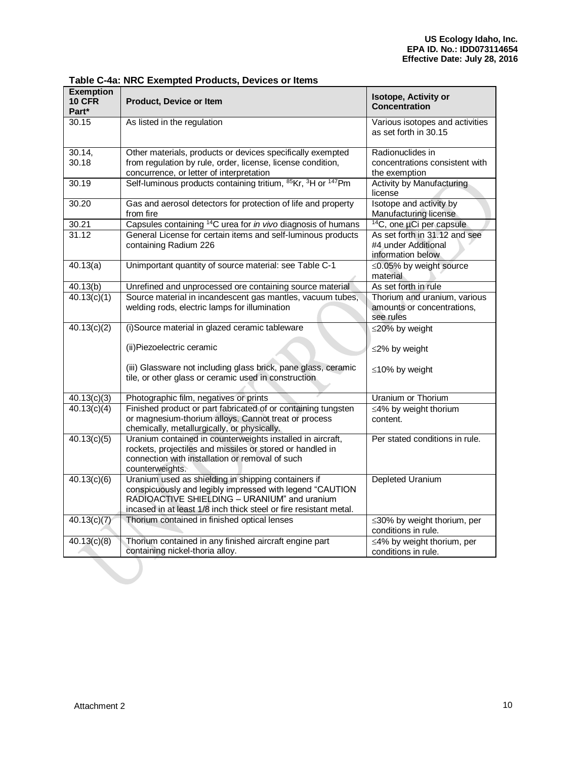**Table C-4a: NRC Exempted Products, Devices or Items**

| Exemption 10 CFR Part* | Product, Device or Item | Isotope, Activity or Concentration |
|---|---|---|
| 30.15 | As listed in the regulation | Various isotopes and activities as set forth in 30.15 |
| 30.14, 30.18 | Other materials, products or devices specifically exempted from regulation by rule, order, license, license condition, concurrence, or letter of interpretation | Radionuclides in concentrations consistent with the exemption |
| 30.19 | Self-luminous products containing tritium, $^{85}Kr$, $^{3}H$ or $^{147}Pm$ | Activity by Manufacturing license |
| 30.20 | Gas and aerosol detectors for protection of life and property from fire | Isotope and activity by Manufacturing license |
| 30.21 | Capsules containing $^{14}C$ urea for *in vivo* diagnosis of humans | $^{14}C$, one µCi per capsule |
| 31.12 | General License for certain items and self-luminous products containing Radium 226 | As set forth in 31.12 and see #4 under Additional information below |
| 40.13(a) | Unimportant quantity of source material: see Table C-1 | ≤0.05% by weight source material |
| 40.13(b) | Unrefined and unprocessed ore containing source material | As set forth in rule |
| 40.13(c)(1) | Source material in incandescent gas mantles, vacuum tubes, welding rods, electric lamps for illumination | Thorium and uranium, various amounts or concentrations, see rules |
| 40.13(c)(2) | (i)Source material in glazed ceramic tableware<br><br>(ii)Piezoelectric ceramic<br><br>(iii) Glassware not including glass brick, pane glass, ceramic tile, or other glass or ceramic used in construction | ≤20% by weight<br><br>≤2% by weight<br><br>≤10% by weight |
| 40.13(c)(3) | Photographic film, negatives or prints | Uranium or Thorium |
| 40.13(c)(4) | Finished product or part fabricated of or containing tungsten or magnesium-thorium alloys. Cannot treat or process chemically, metallurgically, or physically. | ≤4% by weight thorium content. |
| 40.13(c)(5) | Uranium contained in counterweights installed in aircraft, rockets, projectiles and missiles or stored or handled in connection with installation or removal of such counterweights. | Per stated conditions in rule. |
| 40.13(c)(6) | Uranium used as shielding in shipping containers if conspicuously and legibly impressed with legend "CAUTION RADIOACTIVE SHIELDING – URANIUM" and uranium incased in at least 1/8 inch thick steel or fire resistant metal. | Depleted Uranium |
| 40.13(c)(7) | Thorium contained in finished optical lenses | ≤30% by weight thorium, per conditions in rule. |
| 40.13(c)(8) | Thorium contained in any finished aircraft engine part containing nickel-thoria alloy. | ≤4% by weight thorium, per conditions in rule. |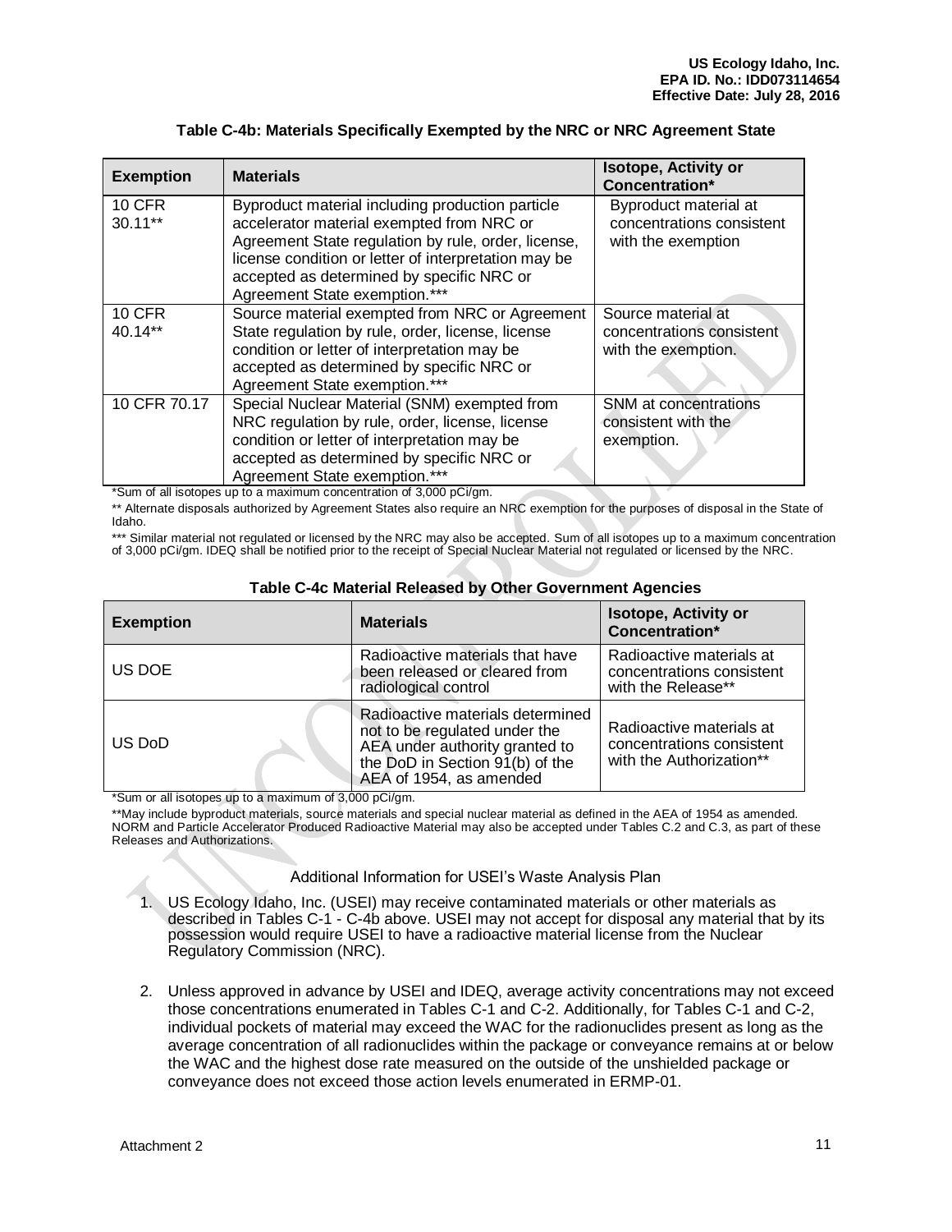### Table C-4b: Materials Specifically Exempted by the NRC or NRC Agreement State

| Exemption | Materials | Isotope, Activity or Concentration* |
|---|---|---|
| 10 CFR 30.11** | Byproduct material including production particle accelerator material exempted from NRC or Agreement State regulation by rule, order, license, license condition or letter of interpretation may be accepted as determined by specific NRC or Agreement State exemption.*** | Byproduct material at concentrations consistent with the exemption |
| 10 CFR 40.14** | Source material exempted from NRC or Agreement State regulation by rule, order, license, license condition or letter of interpretation may be accepted as determined by specific NRC or Agreement State exemption.*** | Source material at concentrations consistent with the exemption. |
| 10 CFR 70.17 | Special Nuclear Material (SNM) exempted from NRC regulation by rule, order, license, license condition or letter of interpretation may be accepted as determined by specific NRC or Agreement State exemption.*** | SNM at concentrations consistent with the exemption. |

*Sum of all isotopes up to a maximum concentration of 3,000 pCi/gm.

** Alternate disposals authorized by Agreement States also require an NRC exemption for the purposes of disposal in the State of Idaho.

*** Similar material not regulated or licensed by the NRC may also be accepted. Sum of all isotopes up to a maximum concentration of 3,000 pCi/gm. IDEQ shall be notified prior to the receipt of Special Nuclear Material not regulated or licensed by the NRC.

### Table C-4c Material Released by Other Government Agencies

| Exemption | Materials | Isotope, Activity or Concentration* |
|---|---|---|
| US DOE | Radioactive materials that have been released or cleared from radiological control | Radioactive materials at concentrations consistent with the Release** |
| US DoD | Radioactive materials determined not to be regulated under the AEA under authority granted to the DoD in Section 91(b) of the AEA of 1954, as amended | Radioactive materials at concentrations consistent with the Authorization** |

*Sum or all isotopes up to a maximum of 3,000 pCi/gm.

**May include byproduct materials, source materials and special nuclear material as defined in the AEA of 1954 as amended. NORM and Particle Accelerator Produced Radioactive Material may also be accepted under Tables C.2 and C.3, as part of these Releases and Authorizations.

Additional Information for USEI's Waste Analysis Plan

1. US Ecology Idaho, Inc. (USEI) may receive contaminated materials or other materials as described in Tables C-1 - C-4b above. USEI may not accept for disposal any material that by its possession would require USEI to have a radioactive material license from the Nuclear Regulatory Commission (NRC).

2. Unless approved in advance by USEI and IDEQ, average activity concentrations may not exceed those concentrations enumerated in Tables C-1 and C-2. Additionally, for Tables C-1 and C-2, individual pockets of material may exceed the WAC for the radionuclides present as long as the average concentration of all radionuclides within the package or conveyance remains at or below the WAC and the highest dose rate measured on the outside of the unshielded package or conveyance does not exceed those action levels enumerated in ERMP-01.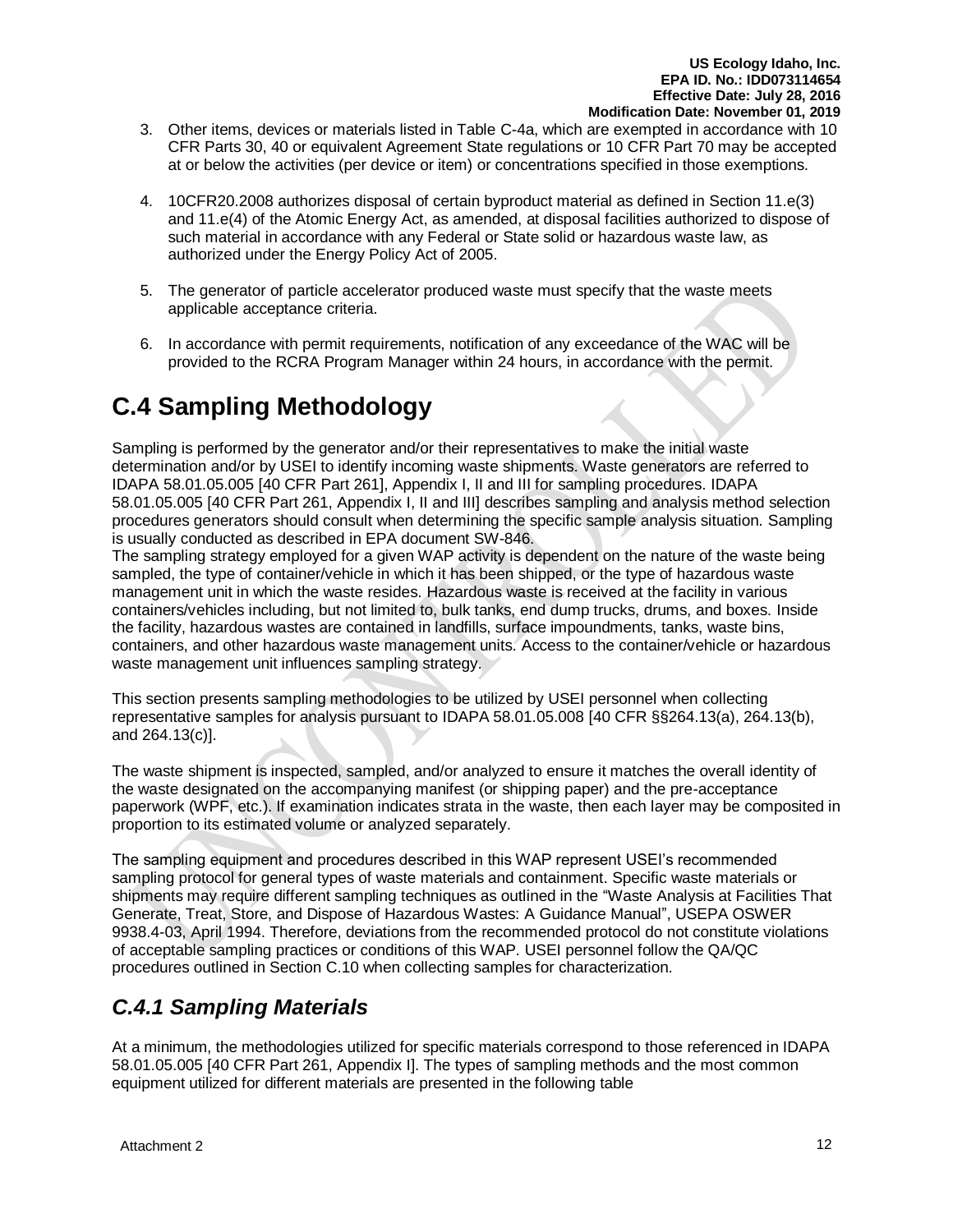3. Other items, devices or materials listed in Table C-4a, which are exempted in accordance with 10 CFR Parts 30, 40 or equivalent Agreement State regulations or 10 CFR Part 70 may be accepted at or below the activities (per device or item) or concentrations specified in those exemptions.

4. 10CFR20.2008 authorizes disposal of certain byproduct material as defined in Section 11.e(3) and 11.e(4) of the Atomic Energy Act, as amended, at disposal facilities authorized to dispose of such material in accordance with any Federal or State solid or hazardous waste law, as authorized under the Energy Policy Act of 2005.

5. The generator of particle accelerator produced waste must specify that the waste meets applicable acceptance criteria.

6. In accordance with permit requirements, notification of any exceedance of the WAC will be provided to the RCRA Program Manager within 24 hours, in accordance with the permit.

# C.4 Sampling Methodology

Sampling is performed by the generator and/or their representatives to make the initial waste determination and/or by USEI to identify incoming waste shipments. Waste generators are referred to IDAPA 58.01.05.005 [40 CFR Part 261], Appendix I, II and III for sampling procedures. IDAPA 58.01.05.005 [40 CFR Part 261, Appendix I, II and III] describes sampling and analysis method selection procedures generators should consult when determining the specific sample analysis situation. Sampling is usually conducted as described in EPA document SW-846.
The sampling strategy employed for a given WAP activity is dependent on the nature of the waste being sampled, the type of container/vehicle in which it has been shipped, or the type of hazardous waste management unit in which the waste resides. Hazardous waste is received at the facility in various containers/vehicles including, but not limited to, bulk tanks, end dump trucks, drums, and boxes. Inside the facility, hazardous wastes are contained in landfills, surface impoundments, tanks, waste bins, containers, and other hazardous waste management units. Access to the container/vehicle or hazardous waste management unit influences sampling strategy.

This section presents sampling methodologies to be utilized by USEI personnel when collecting representative samples for analysis pursuant to IDAPA 58.01.05.008 [40 CFR §§264.13(a), 264.13(b), and 264.13(c)].

The waste shipment is inspected, sampled, and/or analyzed to ensure it matches the overall identity of the waste designated on the accompanying manifest (or shipping paper) and the pre-acceptance paperwork (WPF, etc.). If examination indicates strata in the waste, then each layer may be composited in proportion to its estimated volume or analyzed separately.

The sampling equipment and procedures described in this WAP represent USEI's recommended sampling protocol for general types of waste materials and containment. Specific waste materials or shipments may require different sampling techniques as outlined in the "Waste Analysis at Facilities That Generate, Treat, Store, and Dispose of Hazardous Wastes: A Guidance Manual", USEPA OSWER 9938.4-03, April 1994. Therefore, deviations from the recommended protocol do not constitute violations of acceptable sampling practices or conditions of this WAP. USEI personnel follow the QA/QC procedures outlined in Section C.10 when collecting samples for characterization.

## *C.4.1 Sampling Materials*

At a minimum, the methodologies utilized for specific materials correspond to those referenced in IDAPA 58.01.05.005 [40 CFR Part 261, Appendix I]. The types of sampling methods and the most common equipment utilized for different materials are presented in the following table